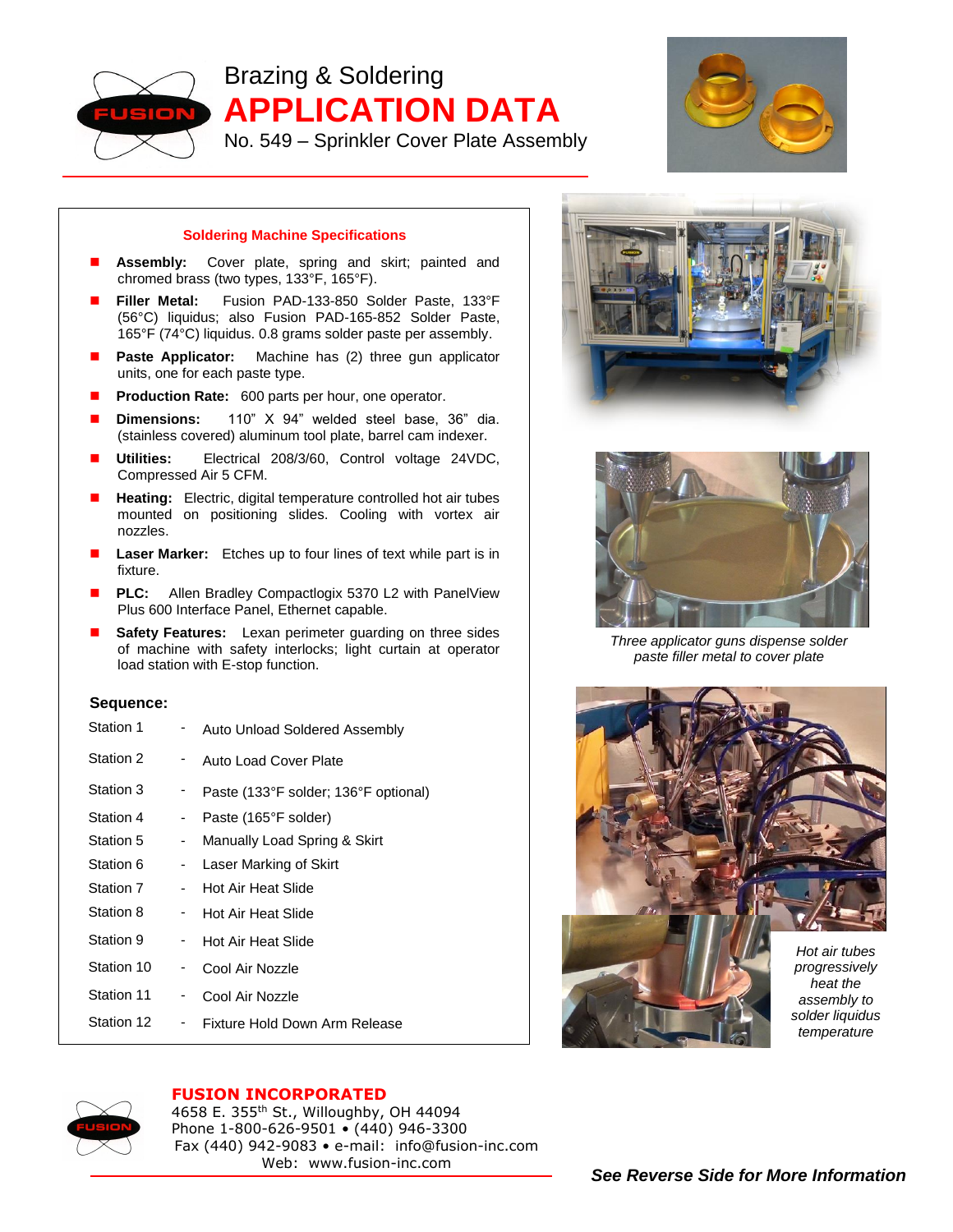# Brazing & Soldering

# APPLICATION DATA

## No. 549 – Sprinkler Cover Plate Assembly

### Soldering Machine Specifications

- **Assembly:** Cover plate, spring and skirt; painted and chromed brass (two types, 133°F, 165°F).
- **Filler Metal:** Fusion PAD-133-850 Solder Paste, 133°F (56°C) liquidus; also Fusion PAD-165-852 Solder Paste, 165°F (74°C) liquidus. 0.8 grams solder paste per assembly.
- **Paste Applicator:** Machine has (2) three gun applicator units, one for each paste type.
- **Production Rate:** 600 parts per hour, one operator.
- **Dimensions:** 110" X 94" welded steel base, 36" dia. (stainless covered) aluminum tool plate, barrel cam indexer.
- **Utilities:** Electrical 208/3/60, Control voltage 24VDC, Compressed Air 5 CFM.
- **Heating:** Electric, digital temperature controlled hot air tubes mounted on positioning slides. Cooling with vortex air nozzles.
- **Laser Marker:** Etches up to four lines of text while part is in fixture.
- **PLC:** Allen Bradley Compactlogix 5370 L2 with PanelView Plus 600 Interface Panel, Ethernet capable.
- **Safety Features:** Lexan perimeter guarding on three sides of machine with safety interlocks; light curtain at operator load station with E-stop function.

**Sequence:**

| Station | | Operation |
|---|---|---|
| Station 1 | - | Auto Unload Soldered Assembly |
| Station 2 | - | Auto Load Cover Plate |
| Station 3 | - | Paste (133°F solder; 136°F optional) |
| Station 4 | - | Paste (165°F solder) |
| Station 5 | - | Manually Load Spring & Skirt |
| Station 6 | - | Laser Marking of Skirt |
| Station 7 | - | Hot Air Heat Slide |
| Station 8 | - | Hot Air Heat Slide |
| Station 9 | - | Hot Air Heat Slide |
| Station 10 | - | Cool Air Nozzle |
| Station 11 | - | Cool Air Nozzle |
| Station 12 | - | Fixture Hold Down Arm Release |

*Three applicator guns dispense solder paste filler metal to cover plate*

*Hot air tubes progressively heat the assembly to solder liquidus temperature*

**FUSION INCORPORATED**
4658 E. 355th St., Willoughby, OH 44094
Phone 1-800-626-9501 • (440) 946-3300
Fax (440) 942-9083 • e-mail: info@fusion-inc.com
Web: www.fusion-inc.com

***See Reverse Side for More Information***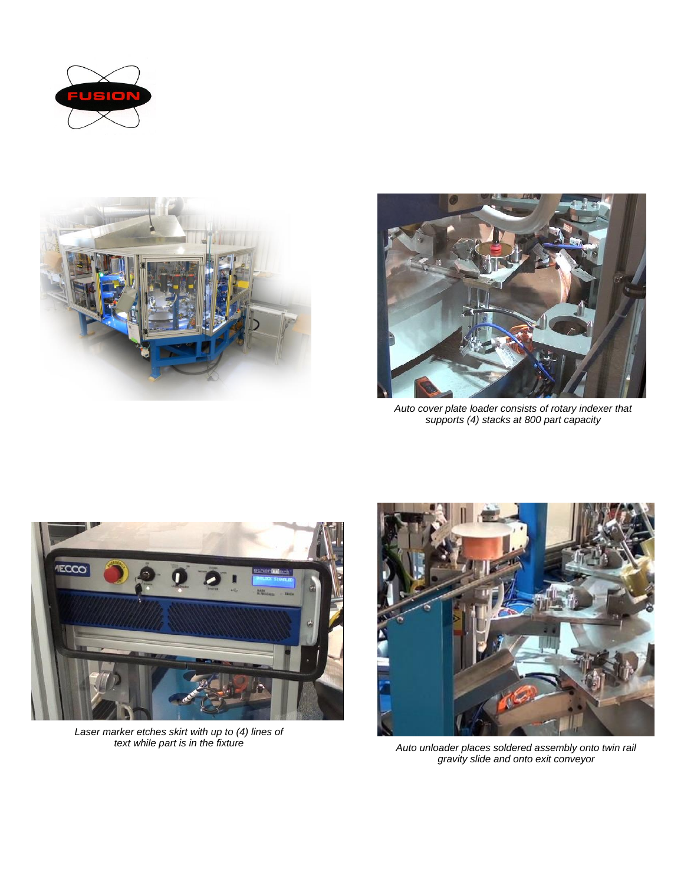Auto cover plate loader consists of rotary indexer that supports (4) stacks at 800 part capacity

Laser marker etches skirt with up to (4) lines of text while part is in the fixture

Auto unloader places soldered assembly onto twin rail gravity slide and onto exit conveyor